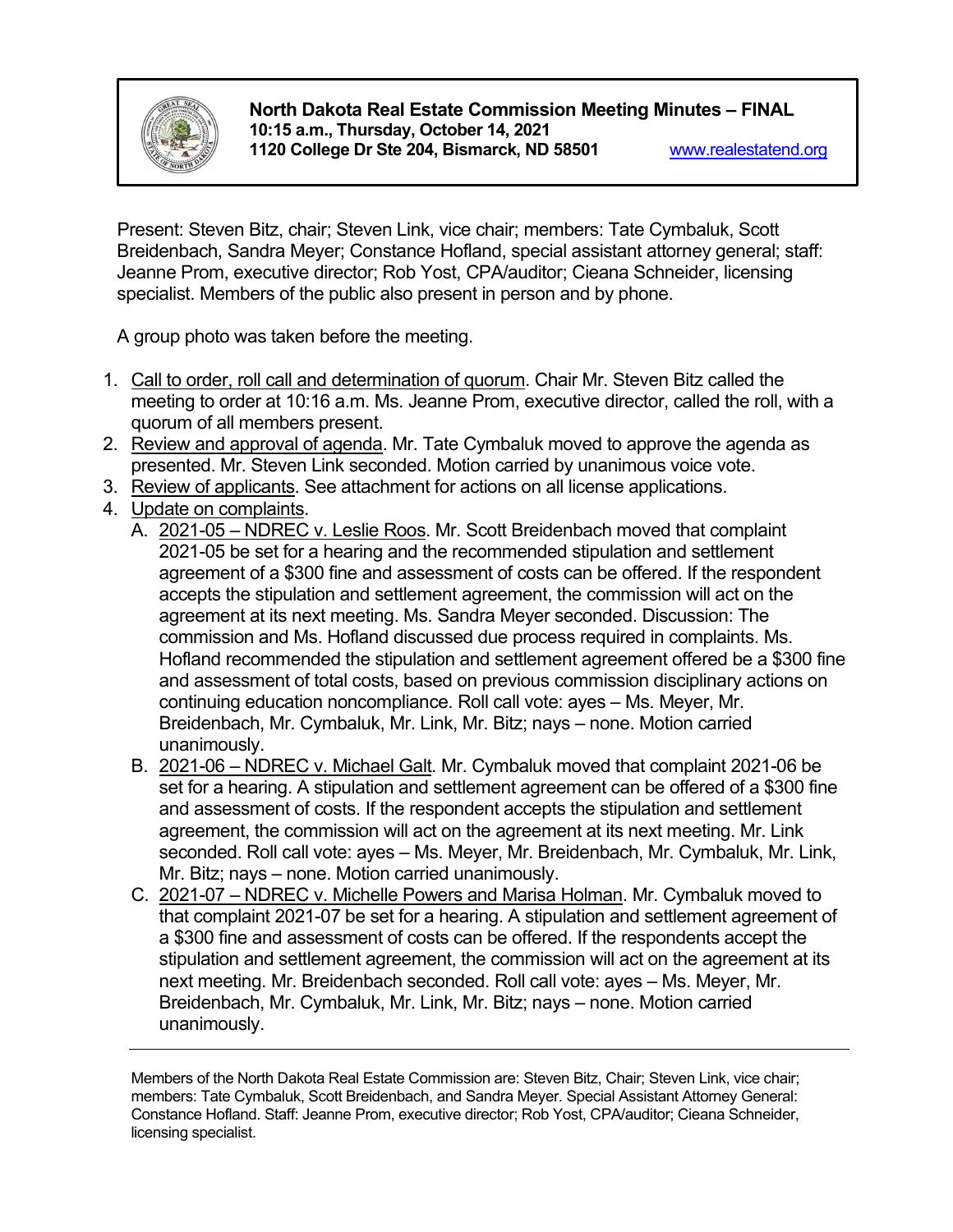# North Dakota Real Estate Commission Meeting Minutes – FINAL

**10:15 a.m., Thursday, October 14, 2021**
**1120 College Dr Ste 204, Bismarck, ND 58501** www.realestatend.org

Present: Steven Bitz, chair; Steven Link, vice chair; members: Tate Cymbaluk, Scott Breidenbach, Sandra Meyer; Constance Hofland, special assistant attorney general; staff: Jeanne Prom, executive director; Rob Yost, CPA/auditor; Cieana Schneider, licensing specialist. Members of the public also present in person and by phone.

A group photo was taken before the meeting.

1. Call to order, roll call and determination of quorum. Chair Mr. Steven Bitz called the meeting to order at 10:16 a.m. Ms. Jeanne Prom, executive director, called the roll, with a quorum of all members present.
2. Review and approval of agenda. Mr. Tate Cymbaluk moved to approve the agenda as presented. Mr. Steven Link seconded. Motion carried by unanimous voice vote.
3. Review of applicants. See attachment for actions on all license applications.
4. Update on complaints.
   A. 2021-05 – NDREC v. Leslie Roos. Mr. Scott Breidenbach moved that complaint 2021-05 be set for a hearing and the recommended stipulation and settlement agreement of a $300 fine and assessment of costs can be offered. If the respondent accepts the stipulation and settlement agreement, the commission will act on the agreement at its next meeting. Ms. Sandra Meyer seconded. Discussion: The commission and Ms. Hofland discussed due process required in complaints. Ms. Hofland recommended the stipulation and settlement agreement offered be a $300 fine and assessment of total costs, based on previous commission disciplinary actions on continuing education noncompliance. Roll call vote: ayes – Ms. Meyer, Mr. Breidenbach, Mr. Cymbaluk, Mr. Link, Mr. Bitz; nays – none. Motion carried unanimously.
   B. 2021-06 – NDREC v. Michael Galt. Mr. Cymbaluk moved that complaint 2021-06 be set for a hearing. A stipulation and settlement agreement can be offered of a $300 fine and assessment of costs. If the respondent accepts the stipulation and settlement agreement, the commission will act on the agreement at its next meeting. Mr. Link seconded. Roll call vote: ayes – Ms. Meyer, Mr. Breidenbach, Mr. Cymbaluk, Mr. Link, Mr. Bitz; nays – none. Motion carried unanimously.
   C. 2021-07 – NDREC v. Michelle Powers and Marisa Holman. Mr. Cymbaluk moved to that complaint 2021-07 be set for a hearing. A stipulation and settlement agreement of a $300 fine and assessment of costs can be offered. If the respondents accept the stipulation and settlement agreement, the commission will act on the agreement at its next meeting. Mr. Breidenbach seconded. Roll call vote: ayes – Ms. Meyer, Mr. Breidenbach, Mr. Cymbaluk, Mr. Link, Mr. Bitz; nays – none. Motion carried unanimously.

---

Members of the North Dakota Real Estate Commission are: Steven Bitz, Chair; Steven Link, vice chair; members: Tate Cymbaluk, Scott Breidenbach, and Sandra Meyer. Special Assistant Attorney General: Constance Hofland. Staff: Jeanne Prom, executive director; Rob Yost, CPA/auditor; Cieana Schneider, licensing specialist.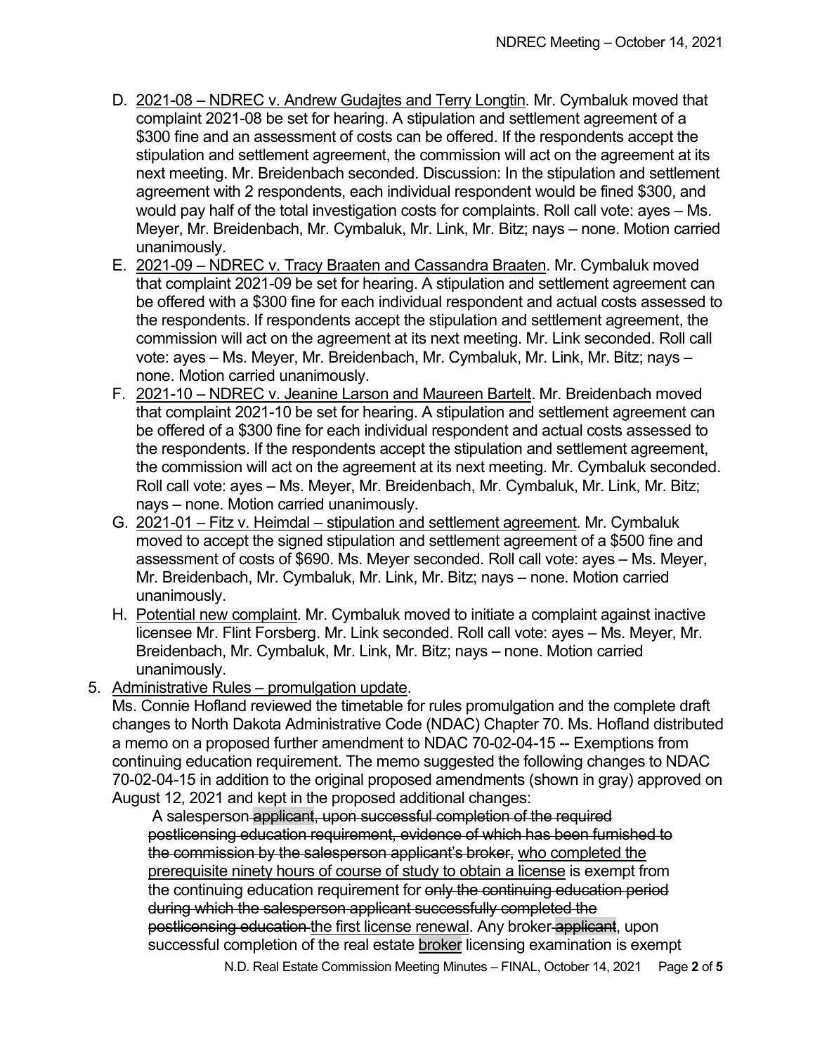D. <u>2021-08 – NDREC v. Andrew Gudajtes and Terry Longtin</u>. Mr. Cymbaluk moved that complaint 2021-08 be set for hearing. A stipulation and settlement agreement of a $300 fine and an assessment of costs can be offered. If the respondents accept the stipulation and settlement agreement, the commission will act on the agreement at its next meeting. Mr. Breidenbach seconded. Discussion: In the stipulation and settlement agreement with 2 respondents, each individual respondent would be fined $300, and would pay half of the total investigation costs for complaints. Roll call vote: ayes – Ms. Meyer, Mr. Breidenbach, Mr. Cymbaluk, Mr. Link, Mr. Bitz; nays – none. Motion carried unanimously.

E. <u>2021-09 – NDREC v. Tracy Braaten and Cassandra Braaten</u>. Mr. Cymbaluk moved that complaint 2021-09 be set for hearing. A stipulation and settlement agreement can be offered with a $300 fine for each individual respondent and actual costs assessed to the respondents. If respondents accept the stipulation and settlement agreement, the commission will act on the agreement at its next meeting. Mr. Link seconded. Roll call vote: ayes – Ms. Meyer, Mr. Breidenbach, Mr. Cymbaluk, Mr. Link, Mr. Bitz; nays – none. Motion carried unanimously.

F. <u>2021-10 – NDREC v. Jeanine Larson and Maureen Bartelt</u>. Mr. Breidenbach moved that complaint 2021-10 be set for hearing. A stipulation and settlement agreement can be offered of a $300 fine for each individual respondent and actual costs assessed to the respondents. If the respondents accept the stipulation and settlement agreement, the commission will act on the agreement at its next meeting. Mr. Cymbaluk seconded. Roll call vote: ayes – Ms. Meyer, Mr. Breidenbach, Mr. Cymbaluk, Mr. Link, Mr. Bitz; nays – none. Motion carried unanimously.

G. <u>2021-01 – Fitz v. Heimdal – stipulation and settlement agreement</u>. Mr. Cymbaluk moved to accept the signed stipulation and settlement agreement of a $500 fine and assessment of costs of $690. Ms. Meyer seconded. Roll call vote: ayes – Ms. Meyer, Mr. Breidenbach, Mr. Cymbaluk, Mr. Link, Mr. Bitz; nays – none. Motion carried unanimously.

H. <u>Potential new complaint</u>. Mr. Cymbaluk moved to initiate a complaint against inactive licensee Mr. Flint Forsberg. Mr. Link seconded. Roll call vote: ayes – Ms. Meyer, Mr. Breidenbach, Mr. Cymbaluk, Mr. Link, Mr. Bitz; nays – none. Motion carried unanimously.

5. <u>Administrative Rules – promulgation update</u>.
Ms. Connie Hofland reviewed the timetable for rules promulgation and the complete draft changes to North Dakota Administrative Code (NDAC) Chapter 70. Ms. Hofland distributed a memo on a proposed further amendment to NDAC 70-02-04-15 -- Exemptions from continuing education requirement. The memo suggested the following changes to NDAC 70-02-04-15 in addition to the original proposed amendments (shown in gray) approved on August 12, 2021 and kept in the proposed additional changes:

> A salesperson ~~applicant, upon successful completion of the required postlicensing education requirement, evidence of which has been furnished to the commission by the salesperson applicant's broker,~~ <u>who completed the prerequisite ninety hours of course of study to obtain a license</u> is exempt from the continuing education requirement for ~~only the continuing education period during which the salesperson applicant successfully completed the postlicensing education~~ <u>the first license renewal</u>. Any broker ~~applicant~~, upon successful completion of the real estate <u>broker</u> licensing examination is exempt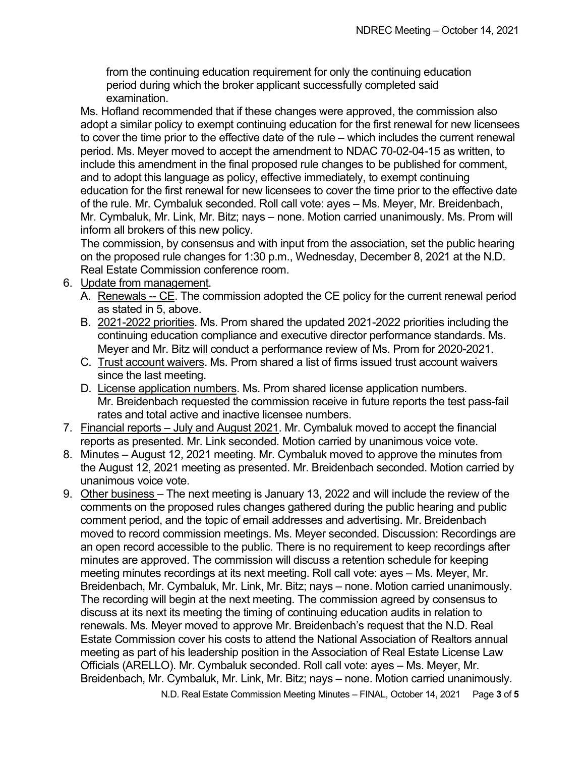from the continuing education requirement for only the continuing education period during which the broker applicant successfully completed said examination.

Ms. Hofland recommended that if these changes were approved, the commission also adopt a similar policy to exempt continuing education for the first renewal for new licensees to cover the time prior to the effective date of the rule – which includes the current renewal period. Ms. Meyer moved to accept the amendment to NDAC 70-02-04-15 as written, to include this amendment in the final proposed rule changes to be published for comment, and to adopt this language as policy, effective immediately, to exempt continuing education for the first renewal for new licensees to cover the time prior to the effective date of the rule. Mr. Cymbaluk seconded. Roll call vote: ayes – Ms. Meyer, Mr. Breidenbach, Mr. Cymbaluk, Mr. Link, Mr. Bitz; nays – none. Motion carried unanimously. Ms. Prom will inform all brokers of this new policy.

The commission, by consensus and with input from the association, set the public hearing on the proposed rule changes for 1:30 p.m., Wednesday, December 8, 2021 at the N.D. Real Estate Commission conference room.

6. Update from management.
   A. Renewals -- CE. The commission adopted the CE policy for the current renewal period as stated in 5, above.
   B. 2021-2022 priorities. Ms. Prom shared the updated 2021-2022 priorities including the continuing education compliance and executive director performance standards. Ms. Meyer and Mr. Bitz will conduct a performance review of Ms. Prom for 2020-2021.
   C. Trust account waivers. Ms. Prom shared a list of firms issued trust account waivers since the last meeting.
   D. License application numbers. Ms. Prom shared license application numbers. Mr. Breidenbach requested the commission receive in future reports the test pass-fail rates and total active and inactive licensee numbers.
7. Financial reports – July and August 2021. Mr. Cymbaluk moved to accept the financial reports as presented. Mr. Link seconded. Motion carried by unanimous voice vote.
8. Minutes – August 12, 2021 meeting. Mr. Cymbaluk moved to approve the minutes from the August 12, 2021 meeting as presented. Mr. Breidenbach seconded. Motion carried by unanimous voice vote.
9. Other business – The next meeting is January 13, 2022 and will include the review of the comments on the proposed rules changes gathered during the public hearing and public comment period, and the topic of email addresses and advertising. Mr. Breidenbach moved to record commission meetings. Ms. Meyer seconded. Discussion: Recordings are an open record accessible to the public. There is no requirement to keep recordings after minutes are approved. The commission will discuss a retention schedule for keeping meeting minutes recordings at its next meeting. Roll call vote: ayes – Ms. Meyer, Mr. Breidenbach, Mr. Cymbaluk, Mr. Link, Mr. Bitz; nays – none. Motion carried unanimously. The recording will begin at the next meeting. The commission agreed by consensus to discuss at its next its meeting the timing of continuing education audits in relation to renewals. Ms. Meyer moved to approve Mr. Breidenbach's request that the N.D. Real Estate Commission cover his costs to attend the National Association of Realtors annual meeting as part of his leadership position in the Association of Real Estate License Law Officials (ARELLO). Mr. Cymbaluk seconded. Roll call vote: ayes – Ms. Meyer, Mr. Breidenbach, Mr. Cymbaluk, Mr. Link, Mr. Bitz; nays – none. Motion carried unanimously.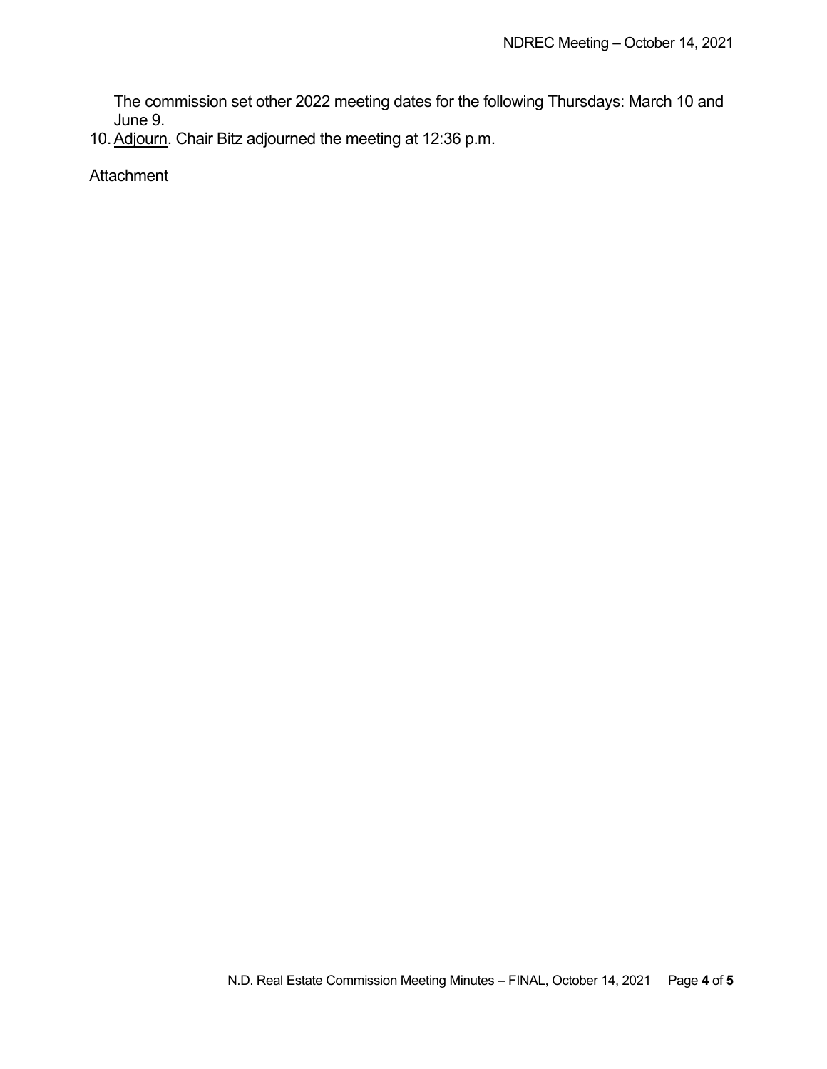The commission set other 2022 meeting dates for the following Thursdays: March 10 and June 9.

10. Adjourn. Chair Bitz adjourned the meeting at 12:36 p.m.

Attachment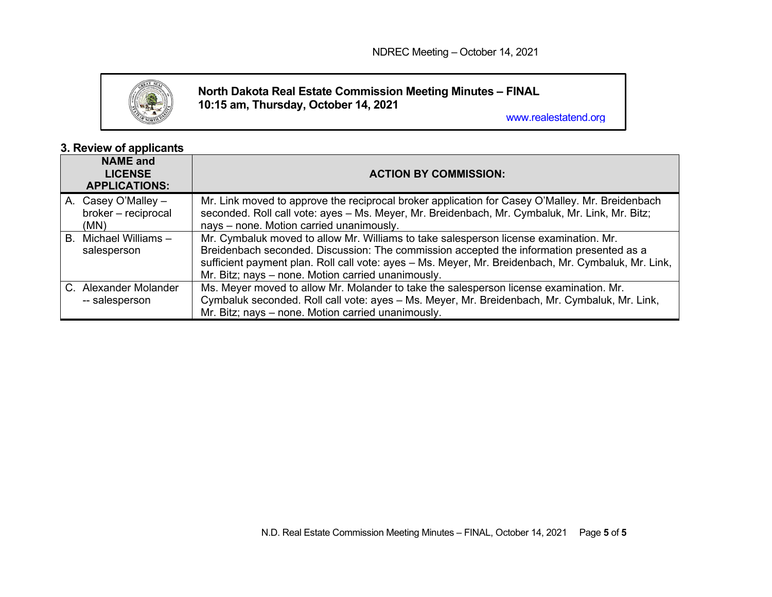**North Dakota Real Estate Commission Meeting Minutes – FINAL**
**10:15 am, Thursday, October 14, 2021**

www.realestatend.org

## 3. Review of applicants

| NAME and LICENSE APPLICATIONS: | ACTION BY COMMISSION: |
|---|---|
| A. Casey O'Malley – broker – reciprocal (MN) | Mr. Link moved to approve the reciprocal broker application for Casey O'Malley. Mr. Breidenbach seconded. Roll call vote: ayes – Ms. Meyer, Mr. Breidenbach, Mr. Cymbaluk, Mr. Link, Mr. Bitz; nays – none. Motion carried unanimously. |
| B. Michael Williams – salesperson | Mr. Cymbaluk moved to allow Mr. Williams to take salesperson license examination. Mr. Breidenbach seconded. Discussion: The commission accepted the information presented as a sufficient payment plan. Roll call vote: ayes – Ms. Meyer, Mr. Breidenbach, Mr. Cymbaluk, Mr. Link, Mr. Bitz; nays – none. Motion carried unanimously. |
| C. Alexander Molander -- salesperson | Ms. Meyer moved to allow Mr. Molander to take the salesperson license examination. Mr. Cymbaluk seconded. Roll call vote: ayes – Ms. Meyer, Mr. Breidenbach, Mr. Cymbaluk, Mr. Link, Mr. Bitz; nays – none. Motion carried unanimously. |